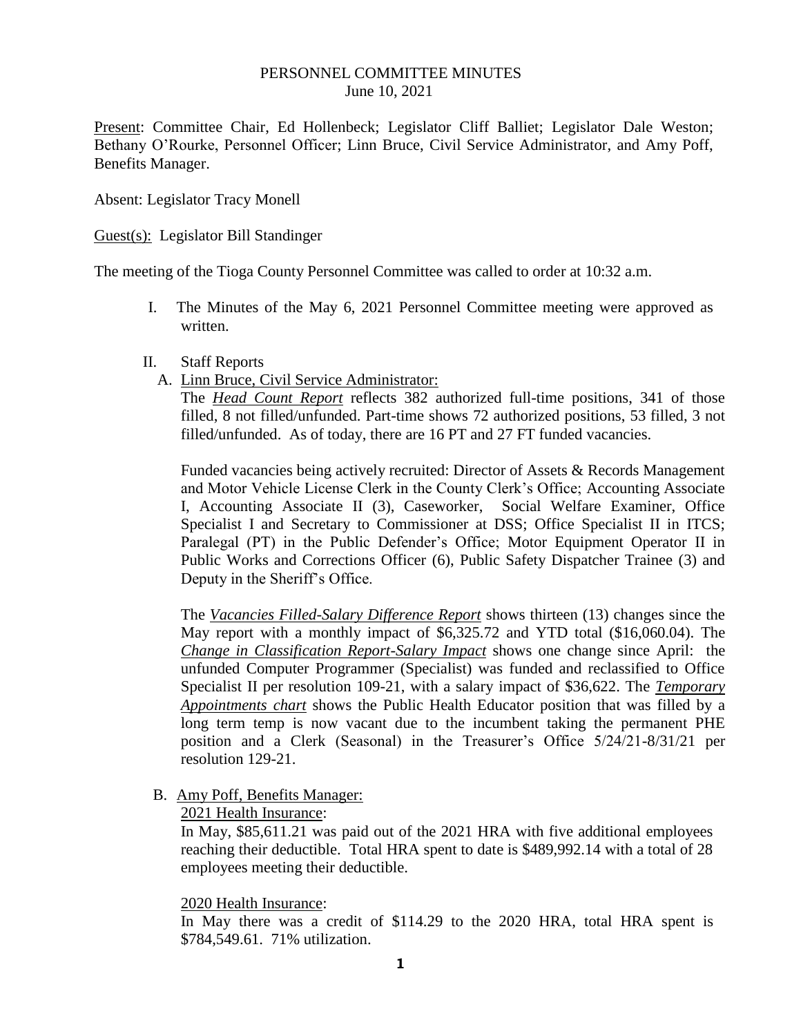PERSONNEL COMMITTEE MINUTES
June 10, 2021

<u>Present</u>: Committee Chair, Ed Hollenbeck; Legislator Cliff Balliet; Legislator Dale Weston; Bethany O'Rourke, Personnel Officer; Linn Bruce, Civil Service Administrator, and Amy Poff, Benefits Manager.

Absent: Legislator Tracy Monell

<u>Guest(s):</u> Legislator Bill Standinger

The meeting of the Tioga County Personnel Committee was called to order at 10:32 a.m.

I. The Minutes of the May 6, 2021 Personnel Committee meeting were approved as written.

II. Staff Reports

A. <u>Linn Bruce, Civil Service Administrator:</u>

The ***<u>Head Count Report</u>*** reflects 382 authorized full-time positions, 341 of those filled, 8 not filled/unfunded. Part-time shows 72 authorized positions, 53 filled, 3 not filled/unfunded. As of today, there are 16 PT and 27 FT funded vacancies.

Funded vacancies being actively recruited: Director of Assets & Records Management and Motor Vehicle License Clerk in the County Clerk's Office; Accounting Associate I, Accounting Associate II (3), Caseworker, Social Welfare Examiner, Office Specialist I and Secretary to Commissioner at DSS; Office Specialist II in ITCS; Paralegal (PT) in the Public Defender's Office; Motor Equipment Operator II in Public Works and Corrections Officer (6), Public Safety Dispatcher Trainee (3) and Deputy in the Sheriff's Office.

The ***<u>Vacancies Filled-Salary Difference Report</u>*** shows thirteen (13) changes since the May report with a monthly impact of $6,325.72 and YTD total ($16,060.04). The ***<u>Change in Classification Report-Salary Impact</u>*** shows one change since April: the unfunded Computer Programmer (Specialist) was funded and reclassified to Office Specialist II per resolution 109-21, with a salary impact of $36,622. The ***<u>Temporary Appointments chart</u>*** shows the Public Health Educator position that was filled by a long term temp is now vacant due to the incumbent taking the permanent PHE position and a Clerk (Seasonal) in the Treasurer's Office 5/24/21-8/31/21 per resolution 129-21.

B. <u>Amy Poff, Benefits Manager:</u>

<u>2021 Health Insurance</u>:

In May, $85,611.21 was paid out of the 2021 HRA with five additional employees reaching their deductible. Total HRA spent to date is $489,992.14 with a total of 28 employees meeting their deductible.

<u>2020 Health Insurance</u>:

In May there was a credit of $114.29 to the 2020 HRA, total HRA spent is $784,549.61. 71% utilization.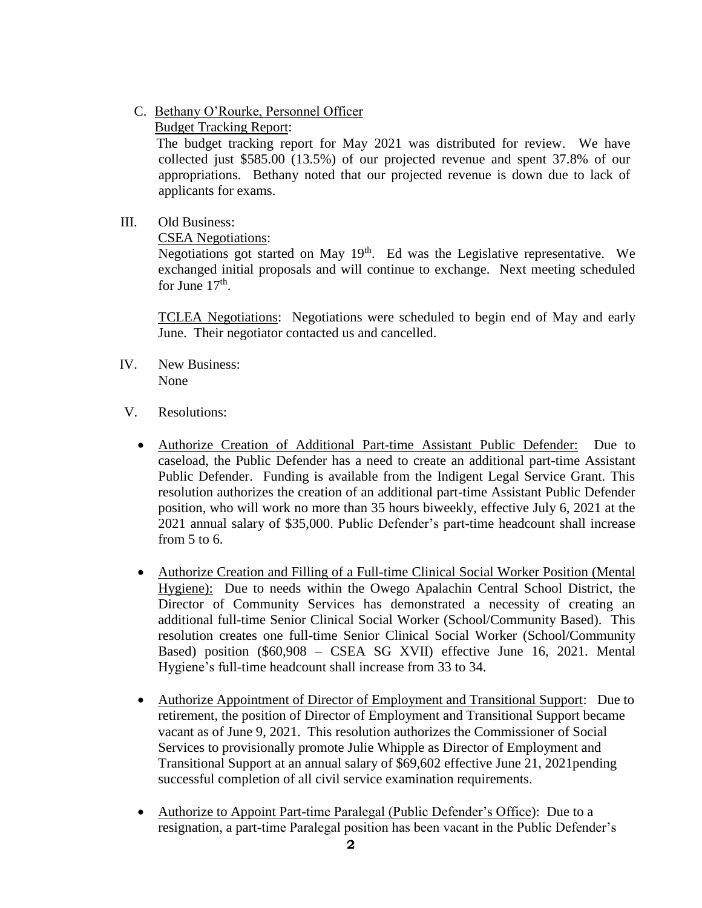C. Bethany O'Rourke, Personnel Officer

Budget Tracking Report:

The budget tracking report for May 2021 was distributed for review. We have collected just $585.00 (13.5%) of our projected revenue and spent 37.8% of our appropriations. Bethany noted that our projected revenue is down due to lack of applicants for exams.

III. Old Business:

CSEA Negotiations:

Negotiations got started on May 19th. Ed was the Legislative representative. We exchanged initial proposals and will continue to exchange. Next meeting scheduled for June 17th.

TCLEA Negotiations: Negotiations were scheduled to begin end of May and early June. Their negotiator contacted us and cancelled.

IV. New Business:

None

V. Resolutions:

- Authorize Creation of Additional Part-time Assistant Public Defender: Due to caseload, the Public Defender has a need to create an additional part-time Assistant Public Defender. Funding is available from the Indigent Legal Service Grant. This resolution authorizes the creation of an additional part-time Assistant Public Defender position, who will work no more than 35 hours biweekly, effective July 6, 2021 at the 2021 annual salary of $35,000. Public Defender's part-time headcount shall increase from 5 to 6.

- Authorize Creation and Filling of a Full-time Clinical Social Worker Position (Mental Hygiene): Due to needs within the Owego Apalachin Central School District, the Director of Community Services has demonstrated a necessity of creating an additional full-time Senior Clinical Social Worker (School/Community Based). This resolution creates one full-time Senior Clinical Social Worker (School/Community Based) position ($60,908 – CSEA SG XVII) effective June 16, 2021. Mental Hygiene's full-time headcount shall increase from 33 to 34.

- Authorize Appointment of Director of Employment and Transitional Support: Due to retirement, the position of Director of Employment and Transitional Support became vacant as of June 9, 2021. This resolution authorizes the Commissioner of Social Services to provisionally promote Julie Whipple as Director of Employment and Transitional Support at an annual salary of $69,602 effective June 21, 2021pending successful completion of all civil service examination requirements.

- Authorize to Appoint Part-time Paralegal (Public Defender's Office): Due to a resignation, a part-time Paralegal position has been vacant in the Public Defender's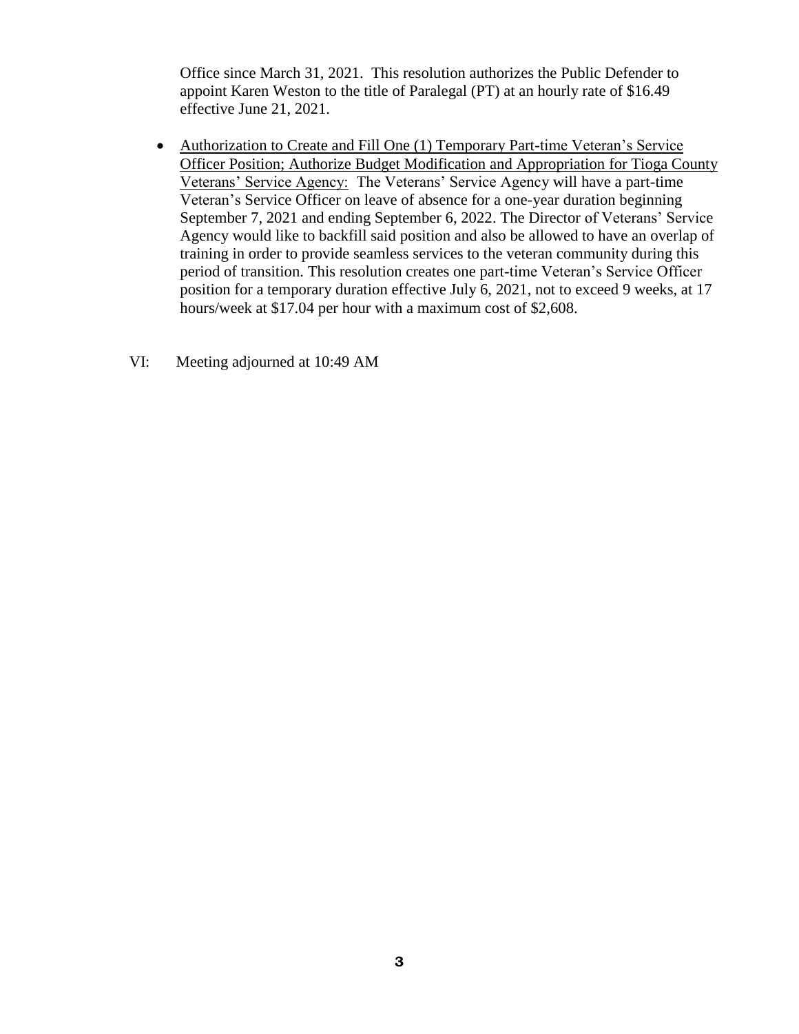Office since March 31, 2021. This resolution authorizes the Public Defender to appoint Karen Weston to the title of Paralegal (PT) at an hourly rate of $16.49 effective June 21, 2021.

- <u>Authorization to Create and Fill One (1) Temporary Part-time Veteran's Service Officer Position; Authorize Budget Modification and Appropriation for Tioga County Veterans' Service Agency:</u> The Veterans' Service Agency will have a part-time Veteran's Service Officer on leave of absence for a one-year duration beginning September 7, 2021 and ending September 6, 2022. The Director of Veterans' Service Agency would like to backfill said position and also be allowed to have an overlap of training in order to provide seamless services to the veteran community during this period of transition. This resolution creates one part-time Veteran's Service Officer position for a temporary duration effective July 6, 2021, not to exceed 9 weeks, at 17 hours/week at $17.04 per hour with a maximum cost of $2,608.

VI: Meeting adjourned at 10:49 AM